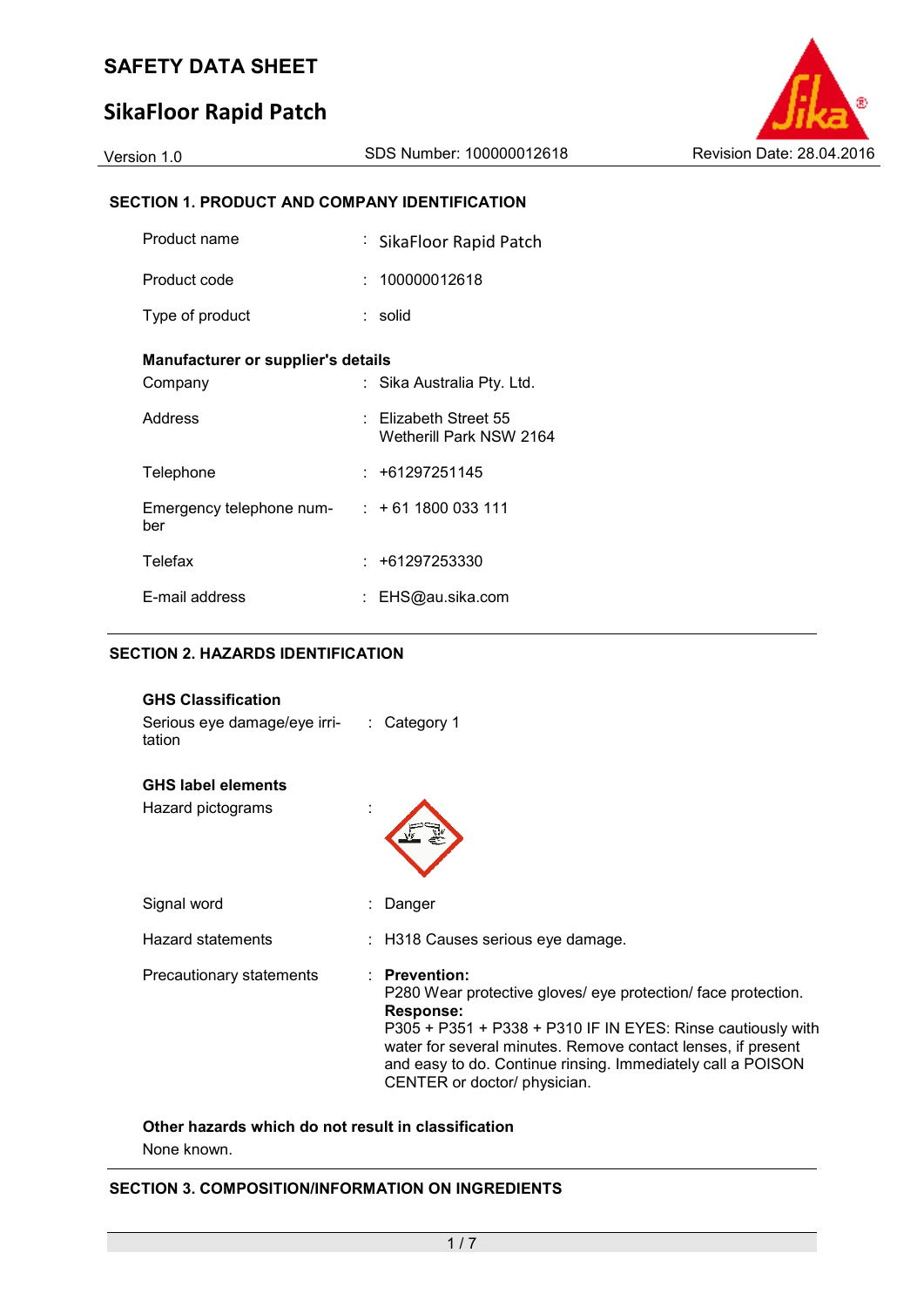# SAFETY DATA SHEET

## SikaFloor Rapid Patch

Version 1.0 SDS Number: 100000012618 Revision Date: 28.04.2016

### SECTION 1. PRODUCT AND COMPANY IDENTIFICATION

| | | |
|---|---|---|
| Product name | : | SikaFloor Rapid Patch |
| Product code | : | 100000012618 |
| Type of product | : | solid |

**Manufacturer or supplier's details**

| | | |
|---|---|---|
| Company | : | Sika Australia Pty. Ltd. |
| Address | : | Elizabeth Street 55<br>Wetherill Park NSW 2164 |
| Telephone | : | +61297251145 |
| Emergency telephone number | : | + 61 1800 033 111 |
| Telefax | : | +61297253330 |
| E-mail address | : | EHS@au.sika.com |

### SECTION 2. HAZARDS IDENTIFICATION

**GHS Classification**

| | | |
|---|---|---|
| Serious eye damage/eye irritation | : | Category 1 |

**GHS label elements**

| | | |
|---|---|---|
| Hazard pictograms | : | |
| Signal word | : | Danger |
| Hazard statements | : | H318 Causes serious eye damage. |
| Precautionary statements | : | **Prevention:**<br>P280 Wear protective gloves/ eye protection/ face protection.<br>**Response:**<br>P305 + P351 + P338 + P310 IF IN EYES: Rinse cautiously with water for several minutes. Remove contact lenses, if present and easy to do. Continue rinsing. Immediately call a POISON CENTER or doctor/ physician. |

**Other hazards which do not result in classification**

None known.

### SECTION 3. COMPOSITION/INFORMATION ON INGREDIENTS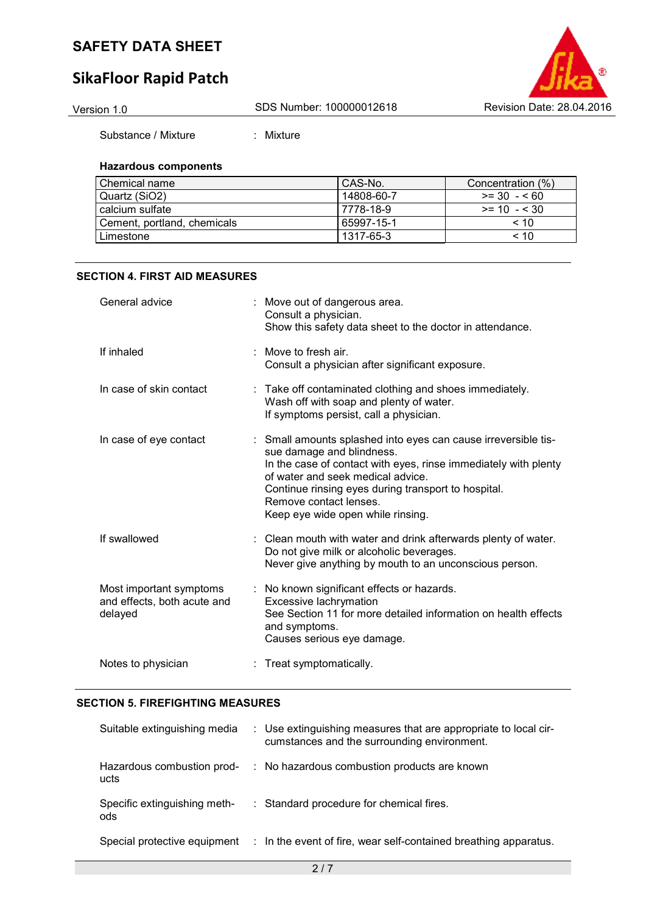Substance / Mixture : Mixture

**Hazardous components**

| Chemical name | CAS-No. | Concentration (%) |
|---|---|---|
| Quartz ($SiO_2$) | 14808-60-7 | >= 30 - < 60 |
| calcium sulfate | 7778-18-9 | >= 10 - < 30 |
| Cement, portland, chemicals | 65997-15-1 | < 10 |
| Limestone | 1317-65-3 | < 10 |

## SECTION 4. FIRST AID MEASURES

General advice : Move out of dangerous area.
Consult a physician.
Show this safety data sheet to the doctor in attendance.

If inhaled : Move to fresh air.
Consult a physician after significant exposure.

In case of skin contact : Take off contaminated clothing and shoes immediately.
Wash off with soap and plenty of water.
If symptoms persist, call a physician.

In case of eye contact : Small amounts splashed into eyes can cause irreversible tissue damage and blindness.
In the case of contact with eyes, rinse immediately with plenty of water and seek medical advice.
Continue rinsing eyes during transport to hospital.
Remove contact lenses.
Keep eye wide open while rinsing.

If swallowed : Clean mouth with water and drink afterwards plenty of water.
Do not give milk or alcoholic beverages.
Never give anything by mouth to an unconscious person.

Most important symptoms and effects, both acute and delayed : No known significant effects or hazards.
Excessive lachrymation
See Section 11 for more detailed information on health effects and symptoms.
Causes serious eye damage.

Notes to physician : Treat symptomatically.

## SECTION 5. FIREFIGHTING MEASURES

Suitable extinguishing media : Use extinguishing measures that are appropriate to local circumstances and the surrounding environment.

Hazardous combustion products : No hazardous combustion products are known

Specific extinguishing methods : Standard procedure for chemical fires.

Special protective equipment : In the event of fire, wear self-contained breathing apparatus.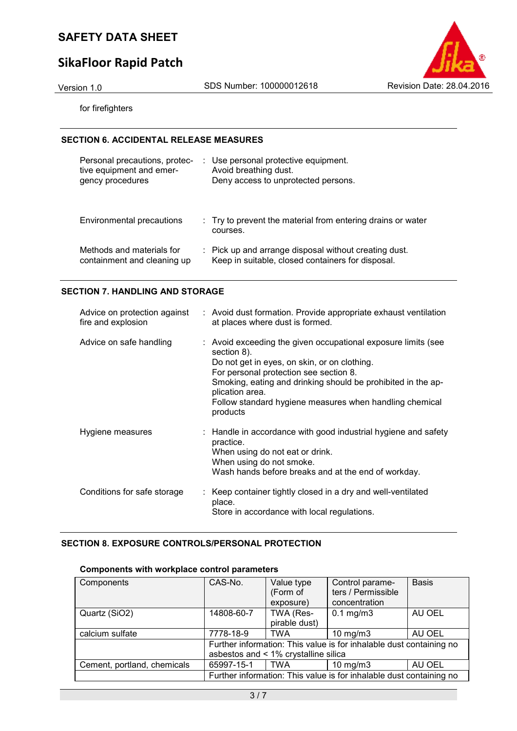for firefighters

## SECTION 6. ACCIDENTAL RELEASE MEASURES

| | |
|---|---|
| Personal precautions, protective equipment and emergency procedures | : Use personal protective equipment.<br>Avoid breathing dust.<br>Deny access to unprotected persons. |
| Environmental precautions | : Try to prevent the material from entering drains or water courses. |
| Methods and materials for containment and cleaning up | : Pick up and arrange disposal without creating dust.<br>Keep in suitable, closed containers for disposal. |

## SECTION 7. HANDLING AND STORAGE

| | |
|---|---|
| Advice on protection against fire and explosion | : Avoid dust formation. Provide appropriate exhaust ventilation at places where dust is formed. |
| Advice on safe handling | : Avoid exceeding the given occupational exposure limits (see section 8).<br>Do not get in eyes, on skin, or on clothing.<br>For personal protection see section 8.<br>Smoking, eating and drinking should be prohibited in the application area.<br>Follow standard hygiene measures when handling chemical products |
| Hygiene measures | : Handle in accordance with good industrial hygiene and safety practice.<br>When using do not eat or drink.<br>When using do not smoke.<br>Wash hands before breaks and at the end of workday. |
| Conditions for safe storage | : Keep container tightly closed in a dry and well-ventilated place.<br>Store in accordance with local regulations. |

## SECTION 8. EXPOSURE CONTROLS/PERSONAL PROTECTION

**Components with workplace control parameters**

| Components | CAS-No. | Value type (Form of exposure) | Control parameters / Permissible concentration | Basis |
|---|---|---|---|---|
| Quartz ($SiO_2$) | 14808-60-7 | TWA (Respirable dust) | 0.1 mg/m3 | AU OEL |
| calcium sulfate | 7778-18-9 | TWA | 10 mg/m3 | AU OEL |
| | Further information: This value is for inhalable dust containing no asbestos and < 1% crystalline silica | | | |
| Cement, portland, chemicals | 65997-15-1 | TWA | 10 mg/m3 | AU OEL |
| | Further information: This value is for inhalable dust containing no | | | |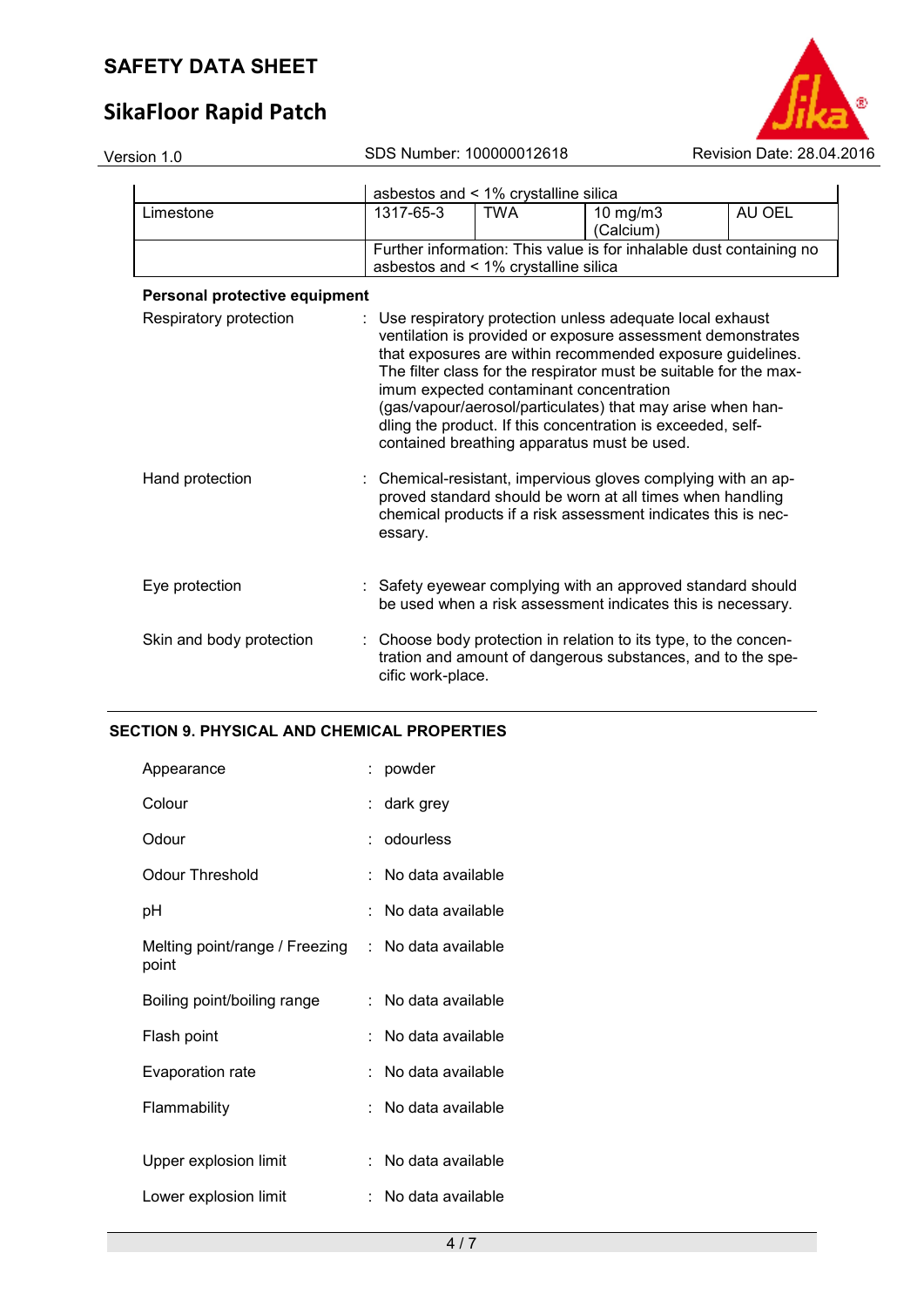| | | | | |
|---|---|---|---|---|
| | asbestos and < 1% crystalline silica | | | |
| Limestone | 1317-65-3 | TWA | 10 mg/m3 (Calcium) | AU OEL |
| | Further information: This value is for inhalable dust containing no asbestos and < 1% crystalline silica | | | |

**Personal protective equipment**

Respiratory protection : Use respiratory protection unless adequate local exhaust ventilation is provided or exposure assessment demonstrates that exposures are within recommended exposure guidelines. The filter class for the respirator must be suitable for the maximum expected contaminant concentration (gas/vapour/aerosol/particulates) that may arise when handling the product. If this concentration is exceeded, self-contained breathing apparatus must be used.

Hand protection : Chemical-resistant, impervious gloves complying with an approved standard should be worn at all times when handling chemical products if a risk assessment indicates this is necessary.

Eye protection : Safety eyewear complying with an approved standard should be used when a risk assessment indicates this is necessary.

Skin and body protection : Choose body protection in relation to its type, to the concentration and amount of dangerous substances, and to the specific work-place.

## SECTION 9. PHYSICAL AND CHEMICAL PROPERTIES

Appearance : powder

Colour : dark grey

Odour : odourless

Odour Threshold : No data available

pH : No data available

Melting point/range / Freezing point : No data available

Boiling point/boiling range : No data available

Flash point : No data available

Evaporation rate : No data available

Flammability : No data available

Upper explosion limit : No data available

Lower explosion limit : No data available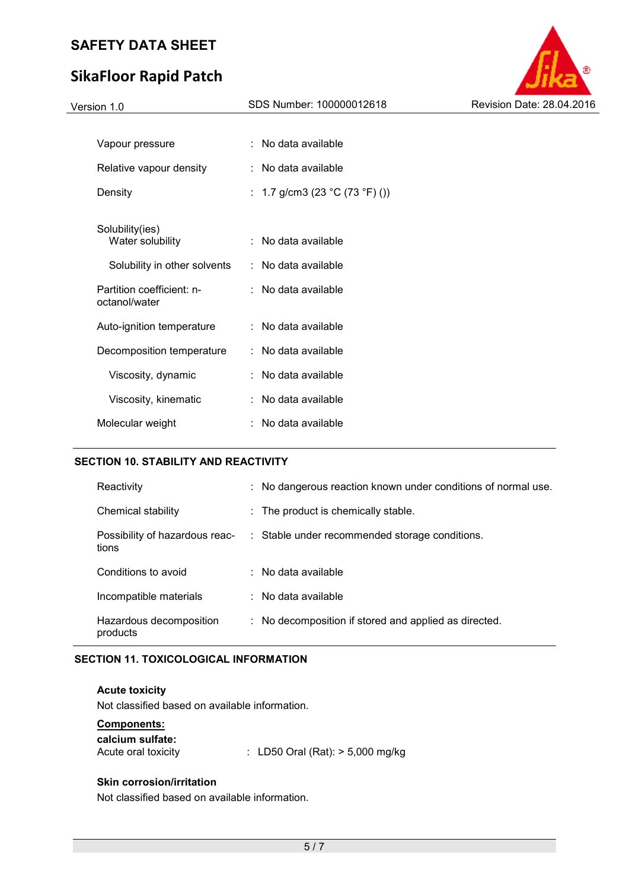| | | |
|---|---|---|
| Vapour pressure | : | No data available |
| Relative vapour density | : | No data available |
| Density | : | 1.7 g/cm3 (23 °C (73 °F) ()) |
| Solubility(ies) | | |
| Water solubility | : | No data available |
| Solubility in other solvents | : | No data available |
| Partition coefficient: n-octanol/water | : | No data available |
| Auto-ignition temperature | : | No data available |
| Decomposition temperature | : | No data available |
| Viscosity, dynamic | : | No data available |
| Viscosity, kinematic | : | No data available |
| Molecular weight | : | No data available |

## SECTION 10. STABILITY AND REACTIVITY

| | | |
|---|---|---|
| Reactivity | : | No dangerous reaction known under conditions of normal use. |
| Chemical stability | : | The product is chemically stable. |
| Possibility of hazardous reactions | : | Stable under recommended storage conditions. |
| Conditions to avoid | : | No data available |
| Incompatible materials | : | No data available |
| Hazardous decomposition products | : | No decomposition if stored and applied as directed. |

## SECTION 11. TOXICOLOGICAL INFORMATION

**Acute toxicity**

Not classified based on available information.

**Components:**

**calcium sulfate:**

Acute oral toxicity : LD50 Oral (Rat): > 5,000 mg/kg

**Skin corrosion/irritation**

Not classified based on available information.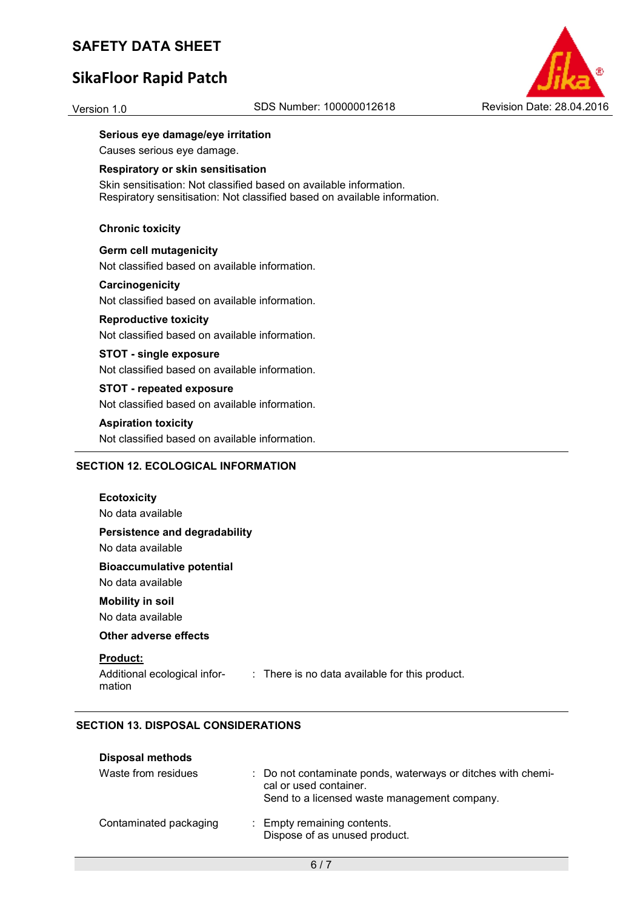**Serious eye damage/eye irritation**

Causes serious eye damage.

**Respiratory or skin sensitisation**

Skin sensitisation: Not classified based on available information.
Respiratory sensitisation: Not classified based on available information.

**Chronic toxicity**

**Germ cell mutagenicity**

Not classified based on available information.

**Carcinogenicity**

Not classified based on available information.

**Reproductive toxicity**

Not classified based on available information.

**STOT - single exposure**

Not classified based on available information.

**STOT - repeated exposure**

Not classified based on available information.

**Aspiration toxicity**

Not classified based on available information.

## SECTION 12. ECOLOGICAL INFORMATION

**Ecotoxicity**

No data available

**Persistence and degradability**

No data available

**Bioaccumulative potential**

No data available

**Mobility in soil**

No data available

**Other adverse effects**

**Product:**

Additional ecological information : There is no data available for this product.

## SECTION 13. DISPOSAL CONSIDERATIONS

**Disposal methods**

Waste from residues : Do not contaminate ponds, waterways or ditches with chemical or used container.
Send to a licensed waste management company.

Contaminated packaging : Empty remaining contents.
Dispose of as unused product.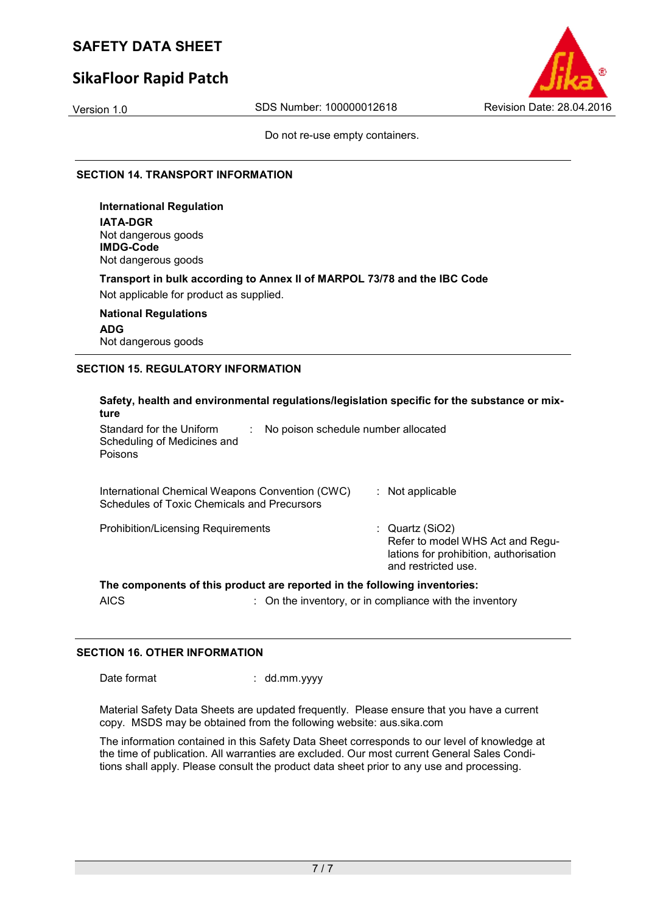Do not re-use empty containers.

## SECTION 14. TRANSPORT INFORMATION

**International Regulation**

**IATA-DGR**
Not dangerous goods

**IMDG-Code**
Not dangerous goods

**Transport in bulk according to Annex II of MARPOL 73/78 and the IBC Code**

Not applicable for product as supplied.

**National Regulations**

**ADG**
Not dangerous goods

## SECTION 15. REGULATORY INFORMATION

**Safety, health and environmental regulations/legislation specific for the substance or mixture**

Standard for the Uniform Scheduling of Medicines and Poisons : No poison schedule number allocated

International Chemical Weapons Convention (CWC) Schedules of Toxic Chemicals and Precursors : Not applicable

Prohibition/Licensing Requirements : Quartz ($SiO_2$)
Refer to model WHS Act and Regulations for prohibition, authorisation and restricted use.

**The components of this product are reported in the following inventories:**

AICS : On the inventory, or in compliance with the inventory

## SECTION 16. OTHER INFORMATION

Date format : dd.mm.yyyy

Material Safety Data Sheets are updated frequently. Please ensure that you have a current copy. MSDS may be obtained from the following website: aus.sika.com

The information contained in this Safety Data Sheet corresponds to our level of knowledge at the time of publication. All warranties are excluded. Our most current General Sales Conditions shall apply. Please consult the product data sheet prior to any use and processing.